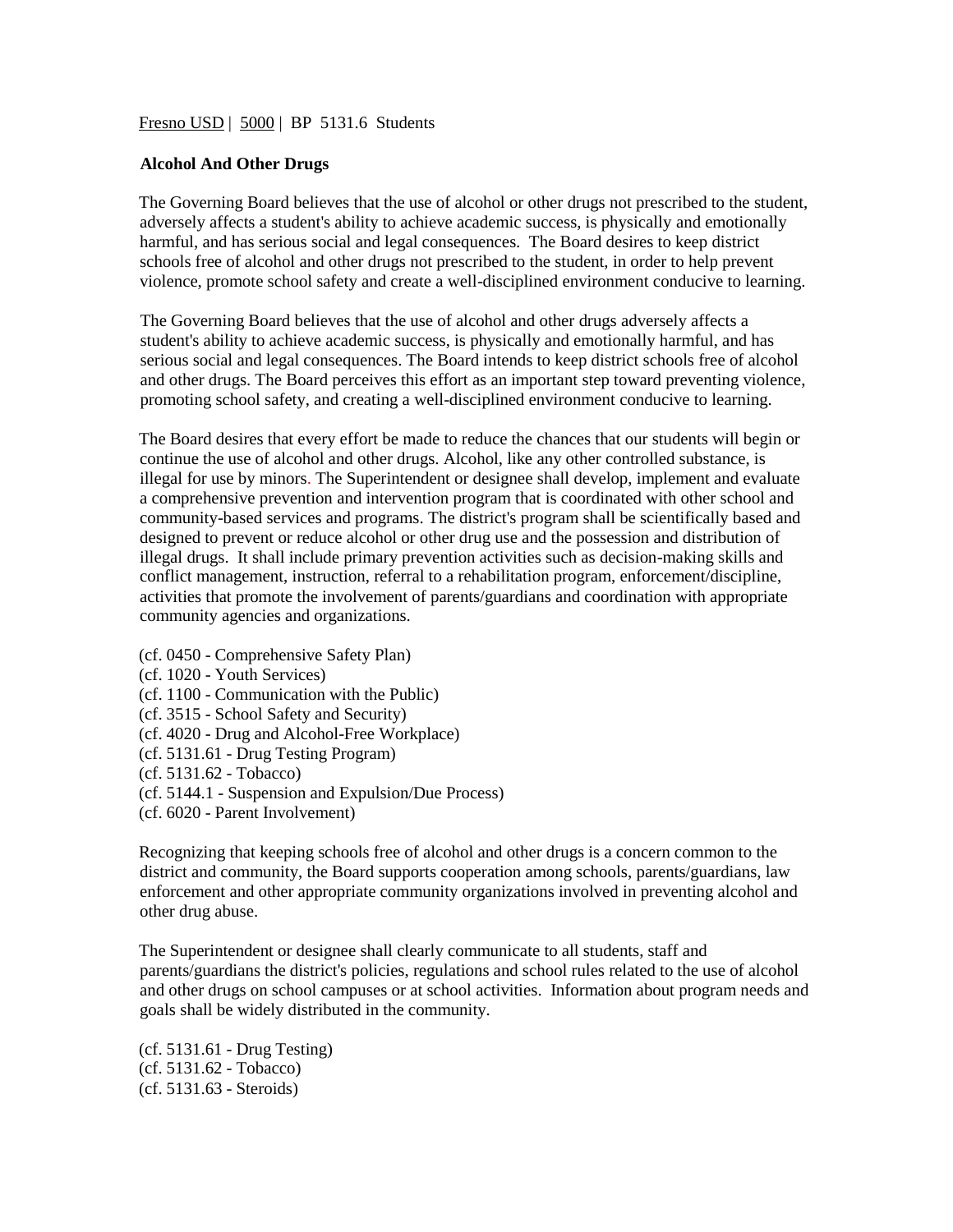Fresno USD | 5000 | BP 5131.6 Students

**Alcohol And Other Drugs**

The Governing Board believes that the use of alcohol or other drugs not prescribed to the student, adversely affects a student's ability to achieve academic success, is physically and emotionally harmful, and has serious social and legal consequences. The Board desires to keep district schools free of alcohol and other drugs not prescribed to the student, in order to help prevent violence, promote school safety and create a well-disciplined environment conducive to learning.

The Governing Board believes that the use of alcohol and other drugs adversely affects a student's ability to achieve academic success, is physically and emotionally harmful, and has serious social and legal consequences. The Board intends to keep district schools free of alcohol and other drugs. The Board perceives this effort as an important step toward preventing violence, promoting school safety, and creating a well-disciplined environment conducive to learning.

The Board desires that every effort be made to reduce the chances that our students will begin or continue the use of alcohol and other drugs. Alcohol, like any other controlled substance, is illegal for use by minors. The Superintendent or designee shall develop, implement and evaluate a comprehensive prevention and intervention program that is coordinated with other school and community-based services and programs. The district's program shall be scientifically based and designed to prevent or reduce alcohol or other drug use and the possession and distribution of illegal drugs. It shall include primary prevention activities such as decision-making skills and conflict management, instruction, referral to a rehabilitation program, enforcement/discipline, activities that promote the involvement of parents/guardians and coordination with appropriate community agencies and organizations.

(cf. 0450 - Comprehensive Safety Plan)
(cf. 1020 - Youth Services)
(cf. 1100 - Communication with the Public)
(cf. 3515 - School Safety and Security)
(cf. 4020 - Drug and Alcohol-Free Workplace)
(cf. 5131.61 - Drug Testing Program)
(cf. 5131.62 - Tobacco)
(cf. 5144.1 - Suspension and Expulsion/Due Process)
(cf. 6020 - Parent Involvement)

Recognizing that keeping schools free of alcohol and other drugs is a concern common to the district and community, the Board supports cooperation among schools, parents/guardians, law enforcement and other appropriate community organizations involved in preventing alcohol and other drug abuse.

The Superintendent or designee shall clearly communicate to all students, staff and parents/guardians the district's policies, regulations and school rules related to the use of alcohol and other drugs on school campuses or at school activities. Information about program needs and goals shall be widely distributed in the community.

(cf. 5131.61 - Drug Testing)
(cf. 5131.62 - Tobacco)
(cf. 5131.63 - Steroids)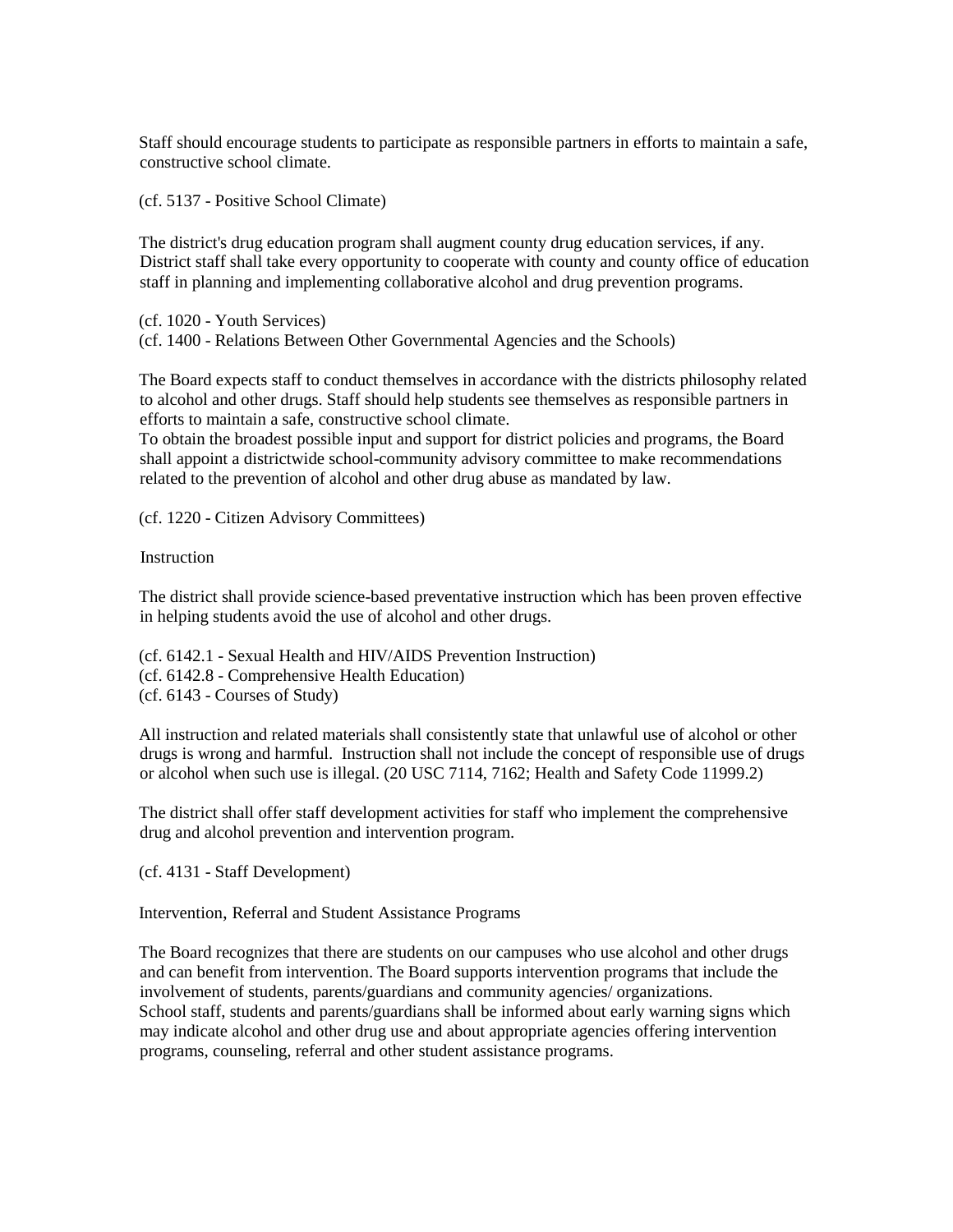Staff should encourage students to participate as responsible partners in efforts to maintain a safe, constructive school climate.

(cf. 5137 - Positive School Climate)

The district's drug education program shall augment county drug education services, if any. District staff shall take every opportunity to cooperate with county and county office of education staff in planning and implementing collaborative alcohol and drug prevention programs.

(cf. 1020 - Youth Services)
(cf. 1400 - Relations Between Other Governmental Agencies and the Schools)

The Board expects staff to conduct themselves in accordance with the districts philosophy related to alcohol and other drugs. Staff should help students see themselves as responsible partners in efforts to maintain a safe, constructive school climate.
To obtain the broadest possible input and support for district policies and programs, the Board shall appoint a districtwide school-community advisory committee to make recommendations related to the prevention of alcohol and other drug abuse as mandated by law.

(cf. 1220 - Citizen Advisory Committees)

## Instruction

The district shall provide science-based preventative instruction which has been proven effective in helping students avoid the use of alcohol and other drugs.

(cf. 6142.1 - Sexual Health and HIV/AIDS Prevention Instruction)
(cf. 6142.8 - Comprehensive Health Education)
(cf. 6143 - Courses of Study)

All instruction and related materials shall consistently state that unlawful use of alcohol or other drugs is wrong and harmful. Instruction shall not include the concept of responsible use of drugs or alcohol when such use is illegal. (20 USC 7114, 7162; Health and Safety Code 11999.2)

The district shall offer staff development activities for staff who implement the comprehensive drug and alcohol prevention and intervention program.

(cf. 4131 - Staff Development)

## Intervention, Referral and Student Assistance Programs

The Board recognizes that there are students on our campuses who use alcohol and other drugs and can benefit from intervention. The Board supports intervention programs that include the involvement of students, parents/guardians and community agencies/ organizations.
School staff, students and parents/guardians shall be informed about early warning signs which may indicate alcohol and other drug use and about appropriate agencies offering intervention programs, counseling, referral and other student assistance programs.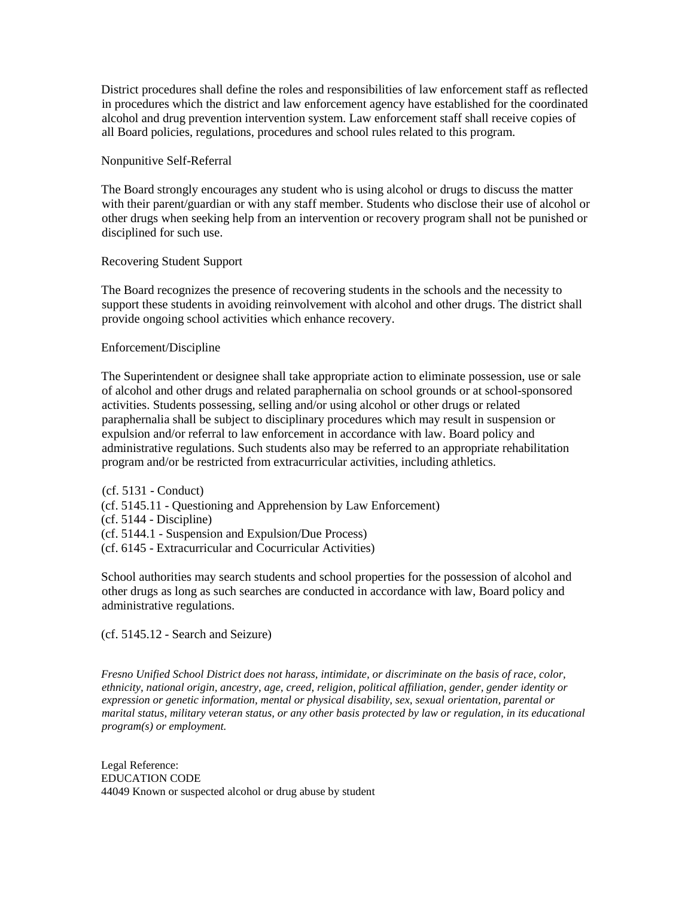District procedures shall define the roles and responsibilities of law enforcement staff as reflected in procedures which the district and law enforcement agency have established for the coordinated alcohol and drug prevention intervention system. Law enforcement staff shall receive copies of all Board policies, regulations, procedures and school rules related to this program.

Nonpunitive Self-Referral

The Board strongly encourages any student who is using alcohol or drugs to discuss the matter with their parent/guardian or with any staff member. Students who disclose their use of alcohol or other drugs when seeking help from an intervention or recovery program shall not be punished or disciplined for such use.

Recovering Student Support

The Board recognizes the presence of recovering students in the schools and the necessity to support these students in avoiding reinvolvement with alcohol and other drugs. The district shall provide ongoing school activities which enhance recovery.

Enforcement/Discipline

The Superintendent or designee shall take appropriate action to eliminate possession, use or sale of alcohol and other drugs and related paraphernalia on school grounds or at school-sponsored activities. Students possessing, selling and/or using alcohol or other drugs or related paraphernalia shall be subject to disciplinary procedures which may result in suspension or expulsion and/or referral to law enforcement in accordance with law. Board policy and administrative regulations. Such students also may be referred to an appropriate rehabilitation program and/or be restricted from extracurricular activities, including athletics.

(cf. 5131 - Conduct)
(cf. 5145.11 - Questioning and Apprehension by Law Enforcement)
(cf. 5144 - Discipline)
(cf. 5144.1 - Suspension and Expulsion/Due Process)
(cf. 6145 - Extracurricular and Cocurricular Activities)

School authorities may search students and school properties for the possession of alcohol and other drugs as long as such searches are conducted in accordance with law, Board policy and administrative regulations.

(cf. 5145.12 - Search and Seizure)

*Fresno Unified School District does not harass, intimidate, or discriminate on the basis of race, color, ethnicity, national origin, ancestry, age, creed, religion, political affiliation, gender, gender identity or expression or genetic information, mental or physical disability, sex, sexual orientation, parental or marital status, military veteran status, or any other basis protected by law or regulation, in its educational program(s) or employment.*

Legal Reference:
EDUCATION CODE
44049 Known or suspected alcohol or drug abuse by student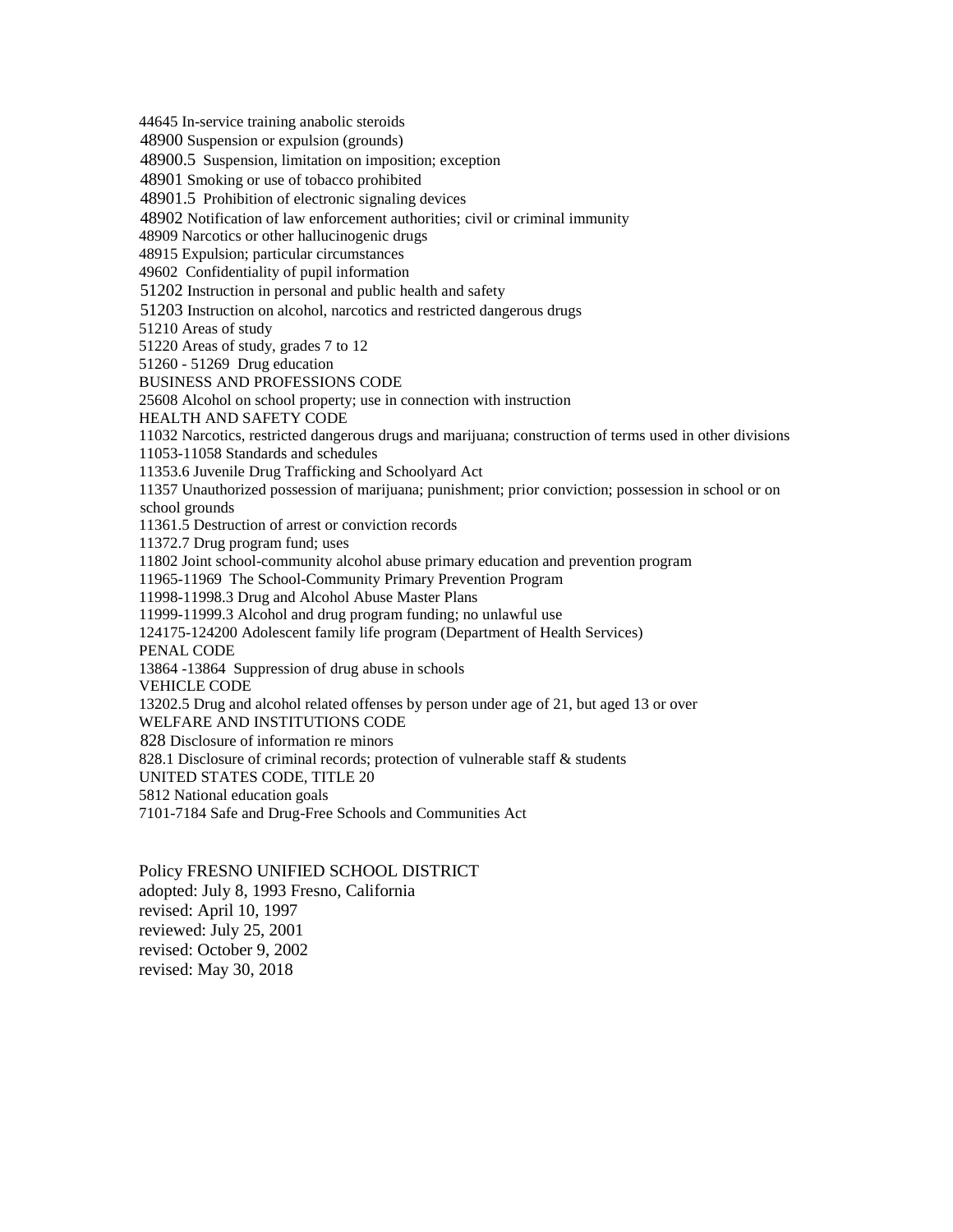44645 In-service training anabolic steroids
48900 Suspension or expulsion (grounds)
48900.5 Suspension, limitation on imposition; exception
48901 Smoking or use of tobacco prohibited
48901.5 Prohibition of electronic signaling devices
48902 Notification of law enforcement authorities; civil or criminal immunity
48909 Narcotics or other hallucinogenic drugs
48915 Expulsion; particular circumstances
49602 Confidentiality of pupil information
51202 Instruction in personal and public health and safety
51203 Instruction on alcohol, narcotics and restricted dangerous drugs
51210 Areas of study
51220 Areas of study, grades 7 to 12
51260 - 51269 Drug education

BUSINESS AND PROFESSIONS CODE
25608 Alcohol on school property; use in connection with instruction

HEALTH AND SAFETY CODE
11032 Narcotics, restricted dangerous drugs and marijuana; construction of terms used in other divisions
11053-11058 Standards and schedules
11353.6 Juvenile Drug Trafficking and Schoolyard Act
11357 Unauthorized possession of marijuana; punishment; prior conviction; possession in school or on school grounds
11361.5 Destruction of arrest or conviction records
11372.7 Drug program fund; uses
11802 Joint school-community alcohol abuse primary education and prevention program
11965-11969 The School-Community Primary Prevention Program
11998-11998.3 Drug and Alcohol Abuse Master Plans
11999-11999.3 Alcohol and drug program funding; no unlawful use
124175-124200 Adolescent family life program (Department of Health Services)

PENAL CODE
13864 -13864 Suppression of drug abuse in schools

VEHICLE CODE
13202.5 Drug and alcohol related offenses by person under age of 21, but aged 13 or over

WELFARE AND INSTITUTIONS CODE
828 Disclosure of information re minors
828.1 Disclosure of criminal records; protection of vulnerable staff & students

UNITED STATES CODE, TITLE 20
5812 National education goals
7101-7184 Safe and Drug-Free Schools and Communities Act

Policy FRESNO UNIFIED SCHOOL DISTRICT
adopted: July 8, 1993 Fresno, California
revised: April 10, 1997
reviewed: July 25, 2001
revised: October 9, 2002
revised: May 30, 2018